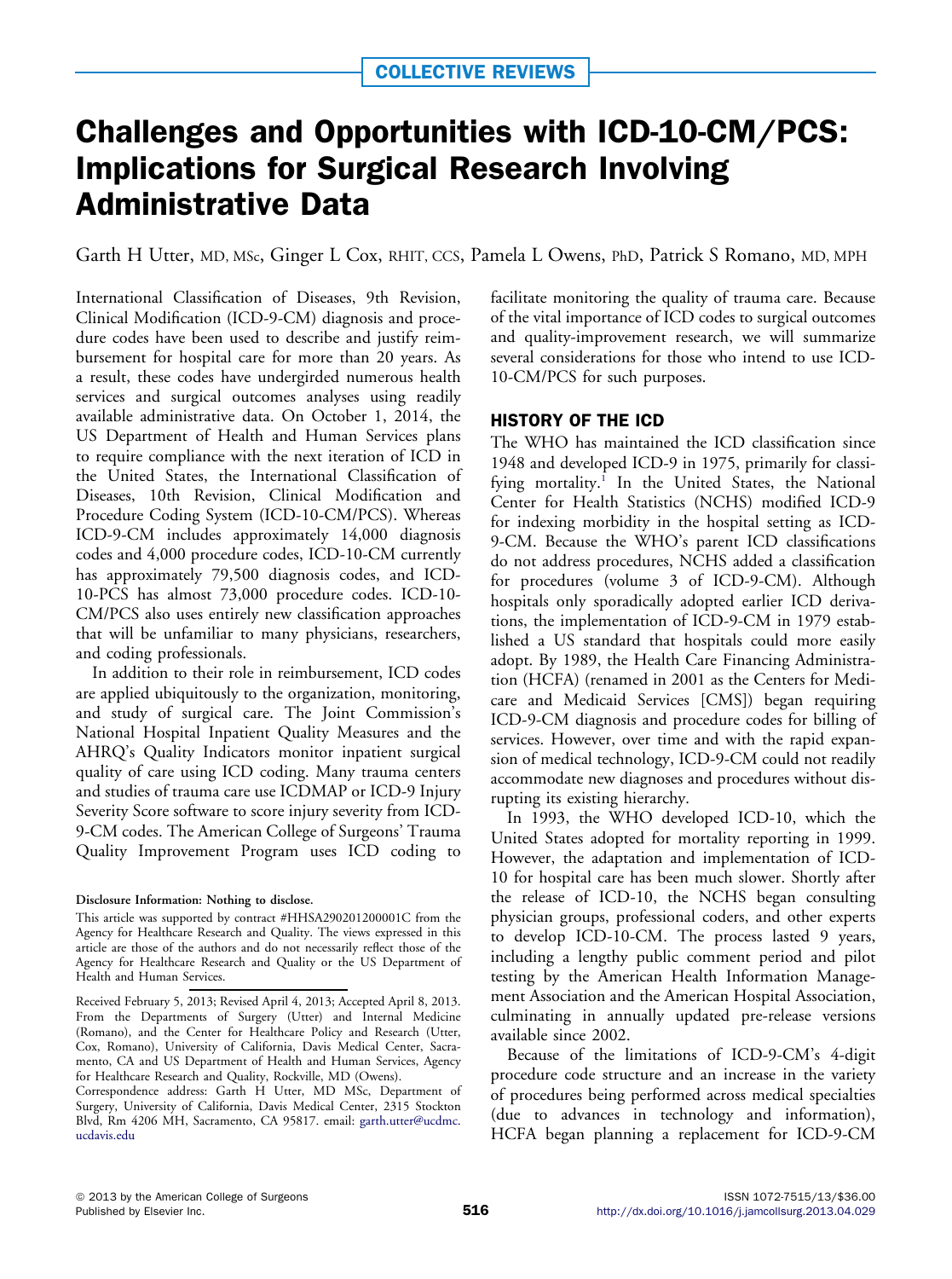COLLECTIVE REVIEWS

# Challenges and Opportunities with ICD-10-CM/PCS: Implications for Surgical Research Involving Administrative Data

Garth H Utter, MD, MSc, Ginger L Cox, RHIT, CCS, Pamela L Owens, PhD, Patrick S Romano, MD, MPH

International Classification of Diseases, 9th Revision, Clinical Modification (ICD-9-CM) diagnosis and procedure codes have been used to describe and justify reimbursement for hospital care for more than 20 years. As a result, these codes have undergirded numerous health services and surgical outcomes analyses using readily available administrative data. On October 1, 2014, the US Department of Health and Human Services plans to require compliance with the next iteration of ICD in the United States, the International Classification of Diseases, 10th Revision, Clinical Modification and Procedure Coding System (ICD-10-CM/PCS). Whereas ICD-9-CM includes approximately 14,000 diagnosis codes and 4,000 procedure codes, ICD-10-CM currently has approximately 79,500 diagnosis codes, and ICD-10-PCS has almost 73,000 procedure codes. ICD-10-CM/PCS also uses entirely new classification approaches that will be unfamiliar to many physicians, researchers, and coding professionals.

In addition to their role in reimbursement, ICD codes are applied ubiquitously to the organization, monitoring, and study of surgical care. The Joint Commission's National Hospital Inpatient Quality Measures and the AHRQ's Quality Indicators monitor inpatient surgical quality of care using ICD coding. Many trauma centers and studies of trauma care use ICDMAP or ICD-9 Injury Severity Score software to score injury severity from ICD-9-CM codes. The American College of Surgeons' Trauma Quality Improvement Program uses ICD coding to facilitate monitoring the quality of trauma care. Because of the vital importance of ICD codes to surgical outcomes and quality-improvement research, we will summarize several considerations for those who intend to use ICD-10-CM/PCS for such purposes.

## HISTORY OF THE ICD

The WHO has maintained the ICD classification since 1948 and developed ICD-9 in 1975, primarily for classifying mortality.[1] In the United States, the National Center for Health Statistics (NCHS) modified ICD-9 for indexing morbidity in the hospital setting as ICD-9-CM. Because the WHO's parent ICD classifications do not address procedures, NCHS added a classification for procedures (volume 3 of ICD-9-CM). Although hospitals only sporadically adopted earlier ICD derivations, the implementation of ICD-9-CM in 1979 established a US standard that hospitals could more easily adopt. By 1989, the Health Care Financing Administration (HCFA) (renamed in 2001 as the Centers for Medicare and Medicaid Services [CMS]) began requiring ICD-9-CM diagnosis and procedure codes for billing of services. However, over time and with the rapid expansion of medical technology, ICD-9-CM could not readily accommodate new diagnoses and procedures without disrupting its existing hierarchy.

In 1993, the WHO developed ICD-10, which the United States adopted for mortality reporting in 1999. However, the adaptation and implementation of ICD-10 for hospital care has been much slower. Shortly after the release of ICD-10, the NCHS began consulting physician groups, professional coders, and other experts to develop ICD-10-CM. The process lasted 9 years, including a lengthy public comment period and pilot testing by the American Health Information Management Association and the American Hospital Association, culminating in annually updated pre-release versions available since 2002.

Because of the limitations of ICD-9-CM's 4-digit procedure code structure and an increase in the variety of procedures being performed across medical specialties (due to advances in technology and information), HCFA began planning a replacement for ICD-9-CM

Disclosure Information: Nothing to disclose.

This article was supported by contract #HHSA290201200001C from the Agency for Healthcare Research and Quality. The views expressed in this article are those of the authors and do not necessarily reflect those of the Agency for Healthcare Research and Quality or the US Department of Health and Human Services.

Received February 5, 2013; Revised April 4, 2013; Accepted April 8, 2013. From the Departments of Surgery (Utter) and Internal Medicine (Romano), and the Center for Healthcare Policy and Research (Utter, Cox, Romano), University of California, Davis Medical Center, Sacramento, CA and US Department of Health and Human Services, Agency for Healthcare Research and Quality, Rockville, MD (Owens).

Correspondence address: Garth H Utter, MD MSc, Department of Surgery, University of California, Davis Medical Center, 2315 Stockton Blvd, Rm 4206 MH, Sacramento, CA 95817. email: garth.utter@ucdmc.ucdavis.edu

© 2013 by the American College of Surgeons
Published by Elsevier Inc.

ISSN 1072-7515/13/$36.00
http://dx.doi.org/10.1016/j.jamcollsurg.2013.04.029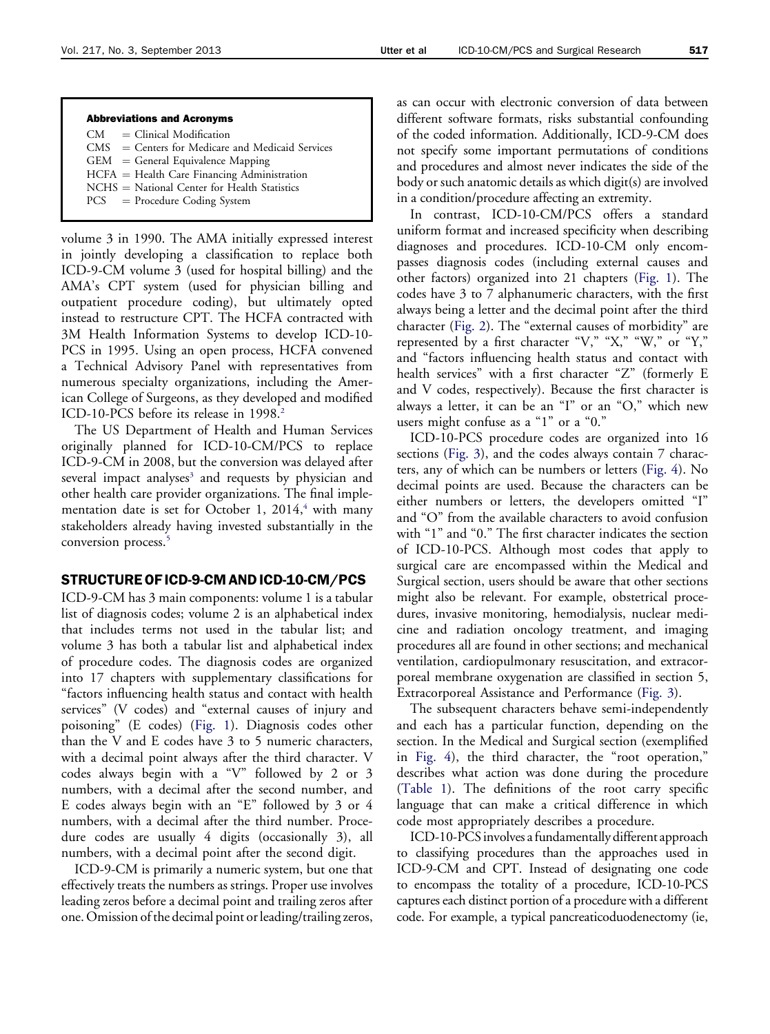**Abbreviations and Acronyms**

- CM = Clinical Modification
- CMS = Centers for Medicare and Medicaid Services
- GEM = General Equivalence Mapping
- HCFA = Health Care Financing Administration
- NCHS = National Center for Health Statistics
- PCS = Procedure Coding System

volume 3 in 1990. The AMA initially expressed interest in jointly developing a classification to replace both ICD-9-CM volume 3 (used for hospital billing) and the AMA's CPT system (used for physician billing and outpatient procedure coding), but ultimately opted instead to restructure CPT. The HCFA contracted with 3M Health Information Systems to develop ICD-10-PCS in 1995. Using an open process, HCFA convened a Technical Advisory Panel with representatives from numerous specialty organizations, including the American College of Surgeons, as they developed and modified ICD-10-PCS before its release in 1998.[2]

The US Department of Health and Human Services originally planned for ICD-10-CM/PCS to replace ICD-9-CM in 2008, but the conversion was delayed after several impact analyses[3] and requests by physician and other health care provider organizations. The final implementation date is set for October 1, 2014,[4] with many stakeholders already having invested substantially in the conversion process.[5]

## STRUCTURE OF ICD-9-CM AND ICD-10-CM/PCS

ICD-9-CM has 3 main components: volume 1 is a tabular list of diagnosis codes; volume 2 is an alphabetical index that includes terms not used in the tabular list; and volume 3 has both a tabular list and alphabetical index of procedure codes. The diagnosis codes are organized into 17 chapters with supplementary classifications for "factors influencing health status and contact with health services" (V codes) and "external causes of injury and poisoning" (E codes) (Fig. 1). Diagnosis codes other than the V and E codes have 3 to 5 numeric characters, with a decimal point always after the third character. V codes always begin with a "V" followed by 2 or 3 numbers, with a decimal after the second number, and E codes always begin with an "E" followed by 3 or 4 numbers, with a decimal after the third number. Procedure codes are usually 4 digits (occasionally 3), all numbers, with a decimal point after the second digit.

ICD-9-CM is primarily a numeric system, but one that effectively treats the numbers as strings. Proper use involves leading zeros before a decimal point and trailing zeros after one. Omission of the decimal point or leading/trailing zeros, as can occur with electronic conversion of data between different software formats, risks substantial confounding of the coded information. Additionally, ICD-9-CM does not specify some important permutations of conditions and procedures and almost never indicates the side of the body or such anatomic details as which digit(s) are involved in a condition/procedure affecting an extremity.

In contrast, ICD-10-CM/PCS offers a standard uniform format and increased specificity when describing diagnoses and procedures. ICD-10-CM only encompasses diagnosis codes (including external causes and other factors) organized into 21 chapters (Fig. 1). The codes have 3 to 7 alphanumeric characters, with the first always being a letter and the decimal point after the third character (Fig. 2). The "external causes of morbidity" are represented by a first character "V," "X," "W," or "Y," and "factors influencing health status and contact with health services" with a first character "Z" (formerly E and V codes, respectively). Because the first character is always a letter, it can be an "I" or an "O," which new users might confuse as a "1" or a "0."

ICD-10-PCS procedure codes are organized into 16 sections (Fig. 3), and the codes always contain 7 characters, any of which can be numbers or letters (Fig. 4). No decimal points are used. Because the characters can be either numbers or letters, the developers omitted "I" and "O" from the available characters to avoid confusion with "1" and "0." The first character indicates the section of ICD-10-PCS. Although most codes that apply to surgical care are encompassed within the Medical and Surgical section, users should be aware that other sections might also be relevant. For example, obstetrical procedures, invasive monitoring, hemodialysis, nuclear medicine and radiation oncology treatment, and imaging procedures all are found in other sections; and mechanical ventilation, cardiopulmonary resuscitation, and extracorporeal membrane oxygenation are classified in section 5, Extracorporeal Assistance and Performance (Fig. 3).

The subsequent characters behave semi-independently and each has a particular function, depending on the section. In the Medical and Surgical section (exemplified in Fig. 4), the third character, the "root operation," describes what action was done during the procedure (Table 1). The definitions of the root carry specific language that can make a critical difference in which code most appropriately describes a procedure.

ICD-10-PCS involves a fundamentally different approach to classifying procedures than the approaches used in ICD-9-CM and CPT. Instead of designating one code to encompass the totality of a procedure, ICD-10-PCS captures each distinct portion of a procedure with a different code. For example, a typical pancreaticoduodenectomy (ie,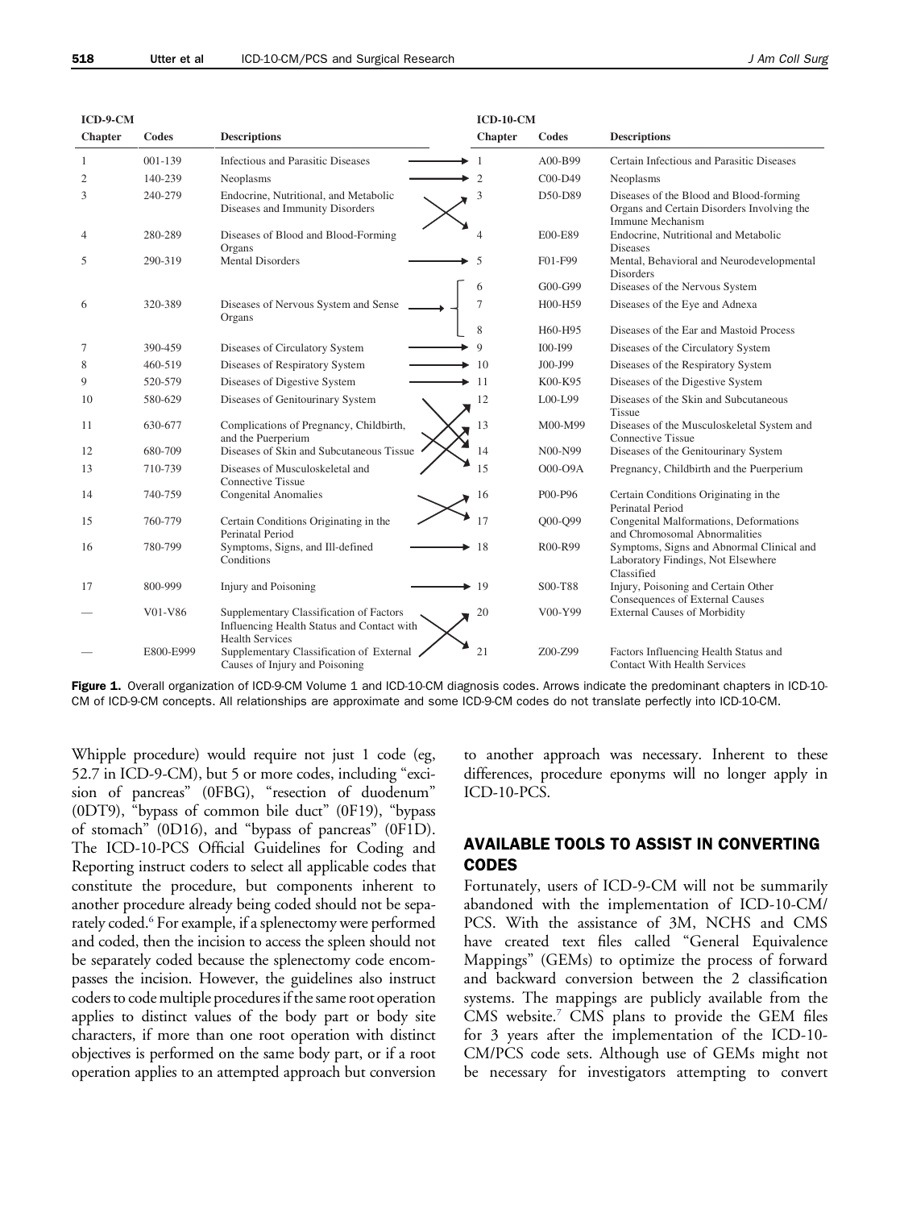| ICD-9-CM Chapter | Codes | Descriptions | ICD-10-CM Chapter | Codes | Descriptions |
|---|---|---|---|---|---|
| 1 | 001-139 | Infectious and Parasitic Diseases | 1 | A00-B99 | Certain Infectious and Parasitic Diseases |
| 2 | 140-239 | Neoplasms | 2 | C00-D49 | Neoplasms |
| 3 | 240-279 | Endocrine, Nutritional, and Metabolic Diseases and Immunity Disorders | 3 | D50-D89 | Diseases of the Blood and Blood-forming Organs and Certain Disorders Involving the Immune Mechanism |
| 4 | 280-289 | Diseases of Blood and Blood-Forming Organs | 4 | E00-E89 | Endocrine, Nutritional and Metabolic Diseases |
| 5 | 290-319 | Mental Disorders | 5 | F01-F99 | Mental, Behavioral and Neurodevelopmental Disorders |
| | | | 6 | G00-G99 | Diseases of the Nervous System |
| 6 | 320-389 | Diseases of Nervous System and Sense Organs | 7 | H00-H59 | Diseases of the Eye and Adnexa |
| | | | 8 | H60-H95 | Diseases of the Ear and Mastoid Process |
| 7 | 390-459 | Diseases of Circulatory System | 9 | I00-I99 | Diseases of the Circulatory System |
| 8 | 460-519 | Diseases of Respiratory System | 10 | J00-J99 | Diseases of the Respiratory System |
| 9 | 520-579 | Diseases of Digestive System | 11 | K00-K95 | Diseases of the Digestive System |
| 10 | 580-629 | Diseases of Genitourinary System | 12 | L00-L99 | Diseases of the Skin and Subcutaneous Tissue |
| 11 | 630-677 | Complications of Pregnancy, Childbirth, and the Puerperium | 13 | M00-M99 | Diseases of the Musculoskeletal System and Connective Tissue |
| 12 | 680-709 | Diseases of Skin and Subcutaneous Tissue | 14 | N00-N99 | Diseases of the Genitourinary System |
| 13 | 710-739 | Diseases of Musculoskeletal and Connective Tissue | 15 | O00-O9A | Pregnancy, Childbirth and the Puerperium |
| 14 | 740-759 | Congenital Anomalies | 16 | P00-P96 | Certain Conditions Originating in the Perinatal Period |
| 15 | 760-779 | Certain Conditions Originating in the Perinatal Period | 17 | Q00-Q99 | Congenital Malformations, Deformations and Chromosomal Abnormalities |
| 16 | 780-799 | Symptoms, Signs, and Ill-defined Conditions | 18 | R00-R99 | Symptoms, Signs and Abnormal Clinical and Laboratory Findings, Not Elsewhere Classified |
| 17 | 800-999 | Injury and Poisoning | 19 | S00-T88 | Injury, Poisoning and Certain Other Consequences of External Causes |
| — | V01-V86 | Supplementary Classification of Factors Influencing Health Status and Contact with Health Services | 20 | V00-Y99 | External Causes of Morbidity |
| — | E800-E999 | Supplementary Classification of External Causes of Injury and Poisoning | 21 | Z00-Z99 | Factors Influencing Health Status and Contact With Health Services |

**Figure 1.** Overall organization of ICD-9-CM Volume 1 and ICD-10-CM diagnosis codes. Arrows indicate the predominant chapters in ICD-10-CM of ICD-9-CM concepts. All relationships are approximate and some ICD-9-CM codes do not translate perfectly into ICD-10-CM.

Whipple procedure) would require not just 1 code (eg, 52.7 in ICD-9-CM), but 5 or more codes, including "excision of pancreas" (0FBG), "resection of duodenum" (0DT9), "bypass of common bile duct" (0F19), "bypass of stomach" (0D16), and "bypass of pancreas" (0F1D). The ICD-10-PCS Official Guidelines for Coding and Reporting instruct coders to select all applicable codes that constitute the procedure, but components inherent to another procedure already being coded should not be separately coded.[6] For example, if a splenectomy were performed and coded, then the incision to access the spleen should not be separately coded because the splenectomy code encompasses the incision. However, the guidelines also instruct coders to code multiple procedures if the same root operation applies to distinct values of the body part or body site characters, if more than one root operation with distinct objectives is performed on the same body part, or if a root operation applies to an attempted approach but conversion to another approach was necessary. Inherent to these differences, procedure eponyms will no longer apply in ICD-10-PCS.

## AVAILABLE TOOLS TO ASSIST IN CONVERTING CODES

Fortunately, users of ICD-9-CM will not be summarily abandoned with the implementation of ICD-10-CM/PCS. With the assistance of 3M, NCHS and CMS have created text files called "General Equivalence Mappings" (GEMs) to optimize the process of forward and backward conversion between the 2 classification systems. The mappings are publicly available from the CMS website.[7] CMS plans to provide the GEM files for 3 years after the implementation of the ICD-10-CM/PCS code sets. Although use of GEMs might not be necessary for investigators attempting to convert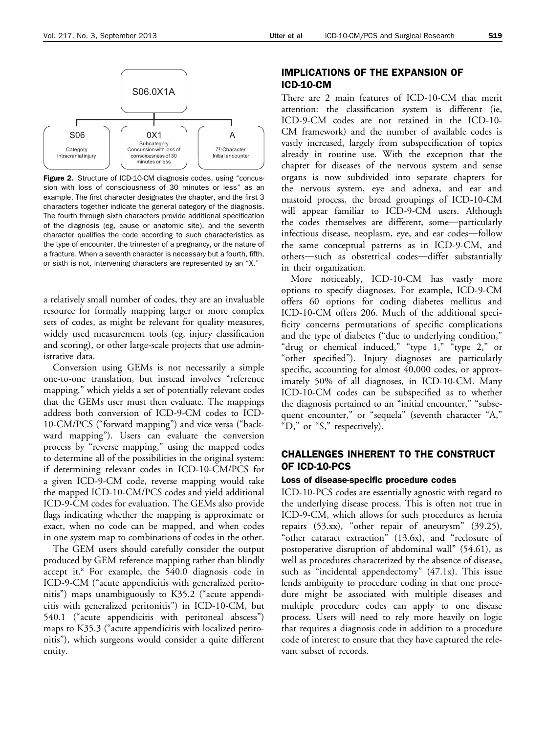S06.0X1A

| S06 | 0X1 | A |
| --- | --- | --- |
| Category: Intracranial injury | Subcategory: Concussion with loss of consciousness of 30 minutes or less | 7th Character: Initial encounter |

**Figure 2.** Structure of ICD-10-CM diagnosis codes, using "concussion with loss of consciousness of 30 minutes or less" as an example. The first character designates the chapter, and the first 3 characters together indicate the general category of the diagnosis. The fourth through sixth characters provide additional specification of the diagnosis (eg, cause or anatomic site), and the seventh character qualifies the code according to such characteristics as the type of encounter, the trimester of a pregnancy, or the nature of a fracture. When a seventh character is necessary but a fourth, fifth, or sixth is not, intervening characters are represented by an "X."

a relatively small number of codes, they are an invaluable resource for formally mapping larger or more complex sets of codes, as might be relevant for quality measures, widely used measurement tools (eg, injury classification and scoring), or other large-scale projects that use administrative data.

Conversion using GEMs is not necessarily a simple one-to-one translation, but instead involves "reference mapping," which yields a set of potentially relevant codes that the GEMs user must then evaluate. The mappings address both conversion of ICD-9-CM codes to ICD-10-CM/PCS ("forward mapping") and vice versa ("backward mapping"). Users can evaluate the conversion process by "reverse mapping," using the mapped codes to determine all of the possibilities in the original system: if determining relevant codes in ICD-10-CM/PCS for a given ICD-9-CM code, reverse mapping would take the mapped ICD-10-CM/PCS codes and yield additional ICD-9-CM codes for evaluation. The GEMs also provide flags indicating whether the mapping is approximate or exact, when no code can be mapped, and when codes in one system map to combinations of codes in the other.

The GEM users should carefully consider the output produced by GEM reference mapping rather than blindly accept it.[8] For example, the 540.0 diagnosis code in ICD-9-CM ("acute appendicitis with generalized peritonitis") maps unambiguously to K35.2 ("acute appendicitis with generalized peritonitis") in ICD-10-CM, but 540.1 ("acute appendicitis with peritoneal abscess") maps to K35.3 ("acute appendicitis with localized peritonitis"), which surgeons would consider a quite different entity.

## IMPLICATIONS OF THE EXPANSION OF ICD-10-CM

There are 2 main features of ICD-10-CM that merit attention: the classification system is different (ie, ICD-9-CM codes are not retained in the ICD-10-CM framework) and the number of available codes is vastly increased, largely from subspecification of topics already in routine use. With the exception that the chapter for diseases of the nervous system and sense organs is now subdivided into separate chapters for the nervous system, eye and adnexa, and ear and mastoid process, the broad groupings of ICD-10-CM will appear familiar to ICD-9-CM users. Although the codes themselves are different, some—particularly infectious disease, neoplasm, eye, and ear codes—follow the same conceptual patterns as in ICD-9-CM, and others—such as obstetrical codes—differ substantially in their organization.

More noticeably, ICD-10-CM has vastly more options to specify diagnoses. For example, ICD-9-CM offers 60 options for coding diabetes mellitus and ICD-10-CM offers 206. Much of the additional specificity concerns permutations of specific complications and the type of diabetes ("due to underlying condition," "drug or chemical induced," "type 1," "type 2," or "other specified"). Injury diagnoses are particularly specific, accounting for almost 40,000 codes, or approximately 50% of all diagnoses, in ICD-10-CM. Many ICD-10-CM codes can be subspecified as to whether the diagnosis pertained to an "initial encounter," "subsequent encounter," or "sequela" (seventh character "A," "D," or "S," respectively).

## CHALLENGES INHERENT TO THE CONSTRUCT OF ICD-10-PCS

### Loss of disease-specific procedure codes

ICD-10-PCS codes are essentially agnostic with regard to the underlying disease process. This is often not true in ICD-9-CM, which allows for such procedures as hernia repairs (53.xx), "other repair of aneurysm" (39.25), "other cataract extraction" (13.6x), and "reclosure of postoperative disruption of abdominal wall" (54.61), as well as procedures characterized by the absence of disease, such as "incidental appendectomy" (47.1x). This issue lends ambiguity to procedure coding in that one procedure might be associated with multiple diseases and multiple procedure codes can apply to one disease process. Users will need to rely more heavily on logic that requires a diagnosis code in addition to a procedure code of interest to ensure that they have captured the relevant subset of records.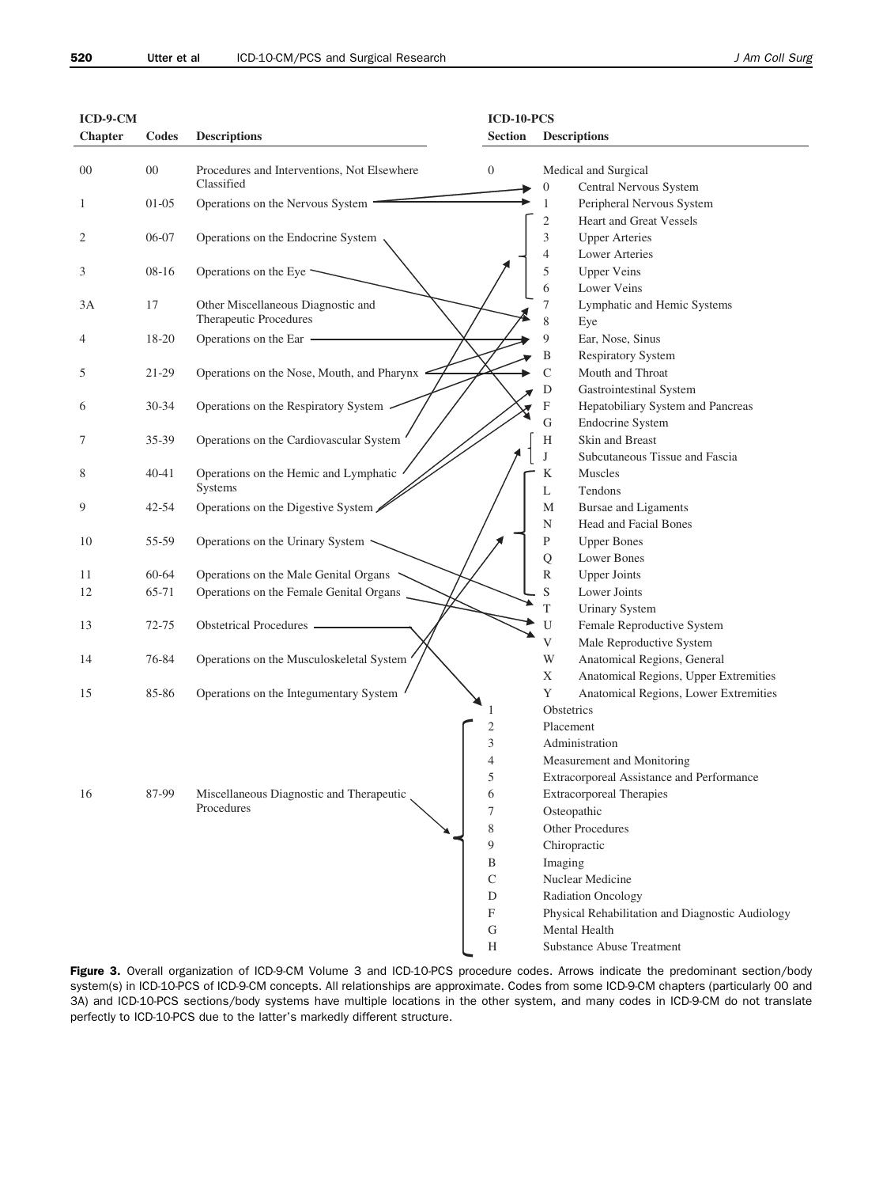| ICD-9-CM Chapter | Codes | Descriptions |
|---|---|---|
| 00 | 00 | Procedures and Interventions, Not Elsewhere Classified |
| 1 | 01-05 | Operations on the Nervous System |
| 2 | 06-07 | Operations on the Endocrine System |
| 3 | 08-16 | Operations on the Eye |
| 3A | 17 | Other Miscellaneous Diagnostic and Therapeutic Procedures |
| 4 | 18-20 | Operations on the Ear |
| 5 | 21-29 | Operations on the Nose, Mouth, and Pharynx |
| 6 | 30-34 | Operations on the Respiratory System |
| 7 | 35-39 | Operations on the Cardiovascular System |
| 8 | 40-41 | Operations on the Hemic and Lymphatic Systems |
| 9 | 42-54 | Operations on the Digestive System |
| 10 | 55-59 | Operations on the Urinary System |
| 11 | 60-64 | Operations on the Male Genital Organs |
| 12 | 65-71 | Operations on the Female Genital Organs |
| 13 | 72-75 | Obstetrical Procedures |
| 14 | 76-84 | Operations on the Musculoskeletal System |
| 15 | 85-86 | Operations on the Integumentary System |
| 16 | 87-99 | Miscellaneous Diagnostic and Therapeutic Procedures |

| ICD-10-PCS Section | Body system | Descriptions |
|---|---|---|
| 0 | | Medical and Surgical |
| | 0 | Central Nervous System |
| | 1 | Peripheral Nervous System |
| | 2 | Heart and Great Vessels |
| | 3 | Upper Arteries |
| | 4 | Lower Arteries |
| | 5 | Upper Veins |
| | 6 | Lower Veins |
| | 7 | Lymphatic and Hemic Systems |
| | 8 | Eye |
| | 9 | Ear, Nose, Sinus |
| | B | Respiratory System |
| | C | Mouth and Throat |
| | D | Gastrointestinal System |
| | F | Hepatobiliary System and Pancreas |
| | G | Endocrine System |
| | H | Skin and Breast |
| | J | Subcutaneous Tissue and Fascia |
| | K | Muscles |
| | L | Tendons |
| | M | Bursae and Ligaments |
| | N | Head and Facial Bones |
| | P | Upper Bones |
| | Q | Lower Bones |
| | R | Upper Joints |
| | S | Lower Joints |
| | T | Urinary System |
| | U | Female Reproductive System |
| | V | Male Reproductive System |
| | W | Anatomical Regions, General |
| | X | Anatomical Regions, Upper Extremities |
| | Y | Anatomical Regions, Lower Extremities |
| 1 | | Obstetrics |
| 2 | | Placement |
| 3 | | Administration |
| 4 | | Measurement and Monitoring |
| 5 | | Extracorporeal Assistance and Performance |
| 6 | | Extracorporeal Therapies |
| 7 | | Osteopathic |
| 8 | | Other Procedures |
| 9 | | Chiropractic |
| B | | Imaging |
| C | | Nuclear Medicine |
| D | | Radiation Oncology |
| F | | Physical Rehabilitation and Diagnostic Audiology |
| G | | Mental Health |
| H | | Substance Abuse Treatment |

**Figure 3.** Overall organization of ICD-9-CM Volume 3 and ICD-10-PCS procedure codes. Arrows indicate the predominant section/body system(s) in ICD-10-PCS of ICD-9-CM concepts. All relationships are approximate. Codes from some ICD-9-CM chapters (particularly 00 and 3A) and ICD-10-PCS sections/body systems have multiple locations in the other system, and many codes in ICD-9-CM do not translate perfectly to ICD-10-PCS due to the latter's markedly different structure.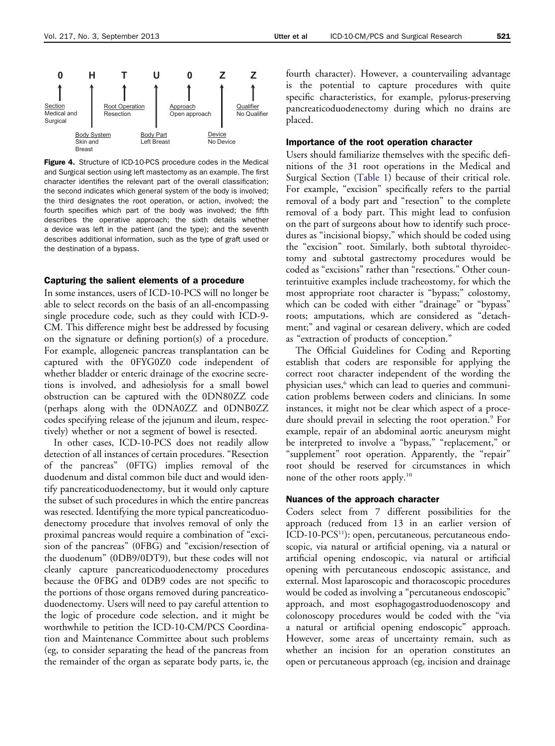| 0 | H | T | U | 0 | Z | Z |
|---|---|---|---|---|---|---|
| Section: Medical and Surgical | Body System: Skin and Breast | Root Operation: Resection | Body Part: Left Breast | Approach: Open approach | Device: No Device | Qualifier: No Qualifier |

**Figure 4.** Structure of ICD-10-PCS procedure codes in the Medical and Surgical section using left mastectomy as an example. The first character identifies the relevant part of the overall classification; the second indicates which general system of the body is involved; the third designates the root operation, or action, involved; the fourth specifies which part of the body was involved; the fifth describes the operative approach; the sixth details whether a device was left in the patient (and the type); and the seventh describes additional information, such as the type of graft used or the destination of a bypass.

### Capturing the salient elements of a procedure

In some instances, users of ICD-10-PCS will no longer be able to select records on the basis of an all-encompassing single procedure code, such as they could with ICD-9-CM. This difference might best be addressed by focusing on the signature or defining portion(s) of a procedure. For example, allogeneic pancreas transplantation can be captured with the 0FYG0Z0 code independent of whether bladder or enteric drainage of the exocrine secretions is involved, and adhesiolysis for a small bowel obstruction can be captured with the 0DN80ZZ code (perhaps along with the 0DNA0ZZ and 0DNB0ZZ codes specifying release of the jejunum and ileum, respectively) whether or not a segment of bowel is resected.

In other cases, ICD-10-PCS does not readily allow detection of all instances of certain procedures. "Resection of the pancreas" (0FTG) implies removal of the duodenum and distal common bile duct and would identify pancreaticoduodenectomy, but it would only capture the subset of such procedures in which the entire pancreas was resected. Identifying the more typical pancreaticoduodenectomy procedure that involves removal of only the proximal pancreas would require a combination of "excision of the pancreas" (0FBG) and "excision/resection of the duodenum" (0DB9/0DT9), but these codes will not cleanly capture pancreaticoduodenectomy procedures because the 0FBG and 0DB9 codes are not specific to the portions of those organs removed during pancreaticoduodenectomy. Users will need to pay careful attention to the logic of procedure code selection, and it might be worthwhile to petition the ICD-10-CM/PCS Coordination and Maintenance Committee about such problems (eg, to consider separating the head of the pancreas from the remainder of the organ as separate body parts, ie, the fourth character). However, a countervailing advantage is the potential to capture procedures with quite specific characteristics, for example, pylorus-preserving pancreaticoduodenectomy during which no drains are placed.

### Importance of the root operation character

Users should familiarize themselves with the specific definitions of the 31 root operations in the Medical and Surgical Section (Table 1) because of their critical role. For example, "excision" specifically refers to the partial removal of a body part and "resection" to the complete removal of a body part. This might lead to confusion on the part of surgeons about how to identify such procedures as "incisional biopsy," which should be coded using the "excision" root. Similarly, both subtotal thyroidectomy and subtotal gastrectomy procedures would be coded as "excisions" rather than "resections." Other counterintuitive examples include tracheostomy, for which the most appropriate root character is "bypass;" colostomy, which can be coded with either "drainage" or "bypass" roots; amputations, which are considered as "detachment;" and vaginal or cesarean delivery, which are coded as "extraction of products of conception."

The Official Guidelines for Coding and Reporting establish that coders are responsible for applying the correct root character independent of the wording the physician uses,[6] which can lead to queries and communication problems between coders and clinicians. In some instances, it might not be clear which aspect of a procedure should prevail in selecting the root operation.[9] For example, repair of an abdominal aortic aneurysm might be interpreted to involve a "bypass," "replacement," or "supplement" root operation. Apparently, the "repair" root should be reserved for circumstances in which none of the other roots apply.[10]

### Nuances of the approach character

Coders select from 7 different possibilities for the approach (reduced from 13 in an earlier version of ICD-10-PCS[11]): open, percutaneous, percutaneous endoscopic, via natural or artificial opening, via a natural or artificial opening endoscopic, via natural or artificial opening with percutaneous endoscopic assistance, and external. Most laparoscopic and thoracoscopic procedures would be coded as involving a "percutaneous endoscopic" approach, and most esophagogastroduodenoscopy and colonoscopy procedures would be coded with the "via a natural or artificial opening endoscopic" approach. However, some areas of uncertainty remain, such as whether an incision for an operation constitutes an open or percutaneous approach (eg, incision and drainage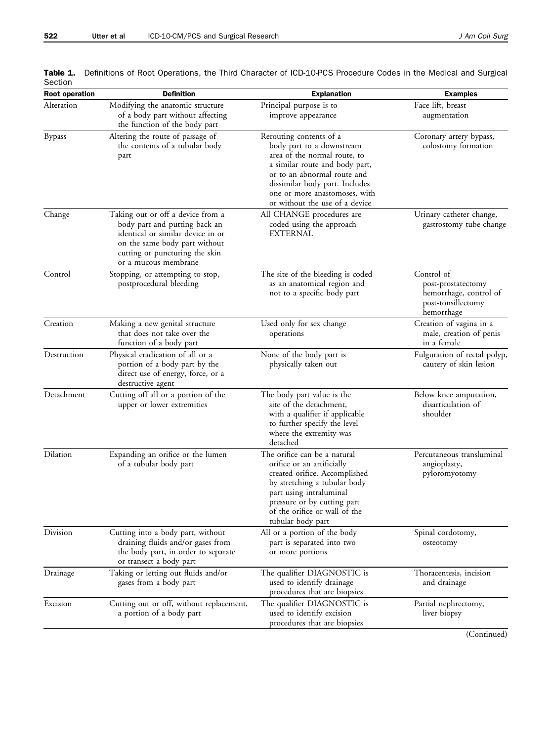**Table 1.** Definitions of Root Operations, the Third Character of ICD-10-PCS Procedure Codes in the Medical and Surgical Section

| Root operation | Definition | Explanation | Examples |
|---|---|---|---|
| Alteration | Modifying the anatomic structure of a body part without affecting the function of the body part | Principal purpose is to improve appearance | Face lift, breast augmentation |
| Bypass | Altering the route of passage of the contents of a tubular body part | Rerouting contents of a body part to a downstream area of the normal route, to a similar route and body part, or to an abnormal route and dissimilar body part. Includes one or more anastomoses, with or without the use of a device | Coronary artery bypass, colostomy formation |
| Change | Taking out or off a device from a body part and putting back an identical or similar device in or on the same body part without cutting or puncturing the skin or a mucous membrane | All CHANGE procedures are coded using the approach EXTERNAL | Urinary catheter change, gastrostomy tube change |
| Control | Stopping, or attempting to stop, postprocedural bleeding | The site of the bleeding is coded as an anatomical region and not to a specific body part | Control of post-prostatectomy hemorrhage, control of post-tonsillectomy hemorrhage |
| Creation | Making a new genital structure that does not take over the function of a body part | Used only for sex change operations | Creation of vagina in a male, creation of penis in a female |
| Destruction | Physical eradication of all or a portion of a body part by the direct use of energy, force, or a destructive agent | None of the body part is physically taken out | Fulguration of rectal polyp, cautery of skin lesion |
| Detachment | Cutting off all or a portion of the upper or lower extremities | The body part value is the site of the detachment, with a qualifier if applicable to further specify the level where the extremity was detached | Below knee amputation, disarticulation of shoulder |
| Dilation | Expanding an orifice or the lumen of a tubular body part | The orifice can be a natural orifice or an artificially created orifice. Accomplished by stretching a tubular body part using intraluminal pressure or by cutting part of the orifice or wall of the tubular body part | Percutaneous transluminal angioplasty, pyloromyotomy |
| Division | Cutting into a body part, without draining fluids and/or gases from the body part, in order to separate or transect a body part | All or a portion of the body part is separated into two or more portions | Spinal cordotomy, osteotomy |
| Drainage | Taking or letting out fluids and/or gases from a body part | The qualifier DIAGNOSTIC is used to identify drainage procedures that are biopsies | Thoracentesis, incision and drainage |
| Excision | Cutting out or off, without replacement, a portion of a body part | The qualifier DIAGNOSTIC is used to identify excision procedures that are biopsies | Partial nephrectomy, liver biopsy |

(Continued)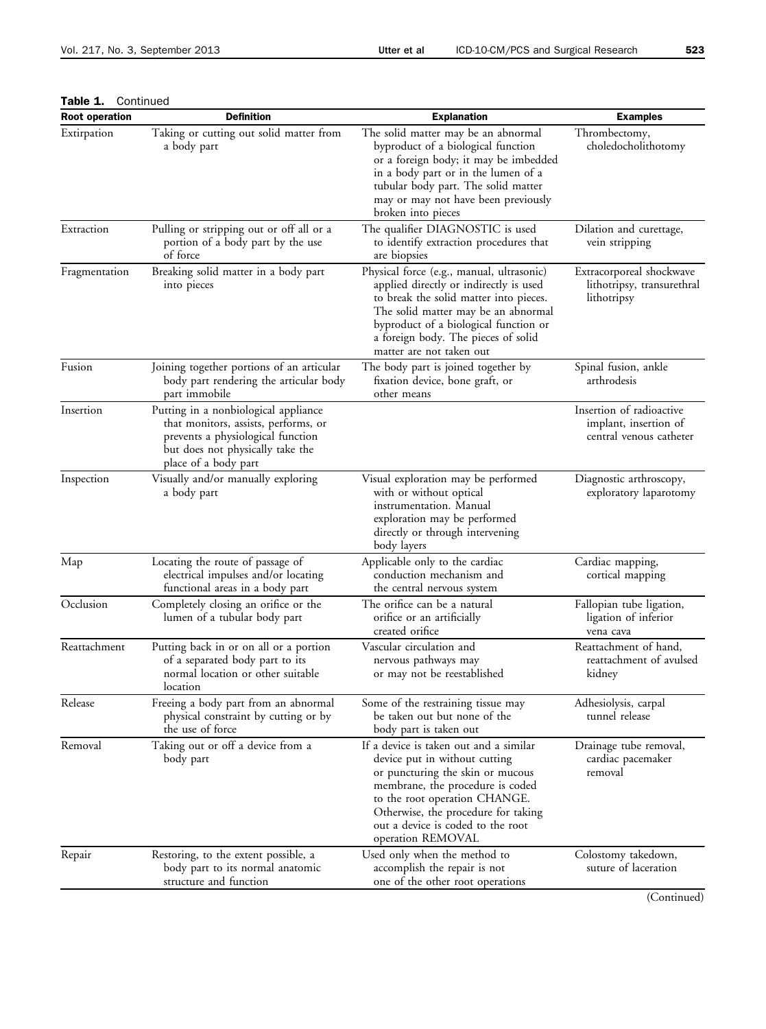**Table 1.** Continued

| Root operation | Definition | Explanation | Examples |
|---|---|---|---|
| Extirpation | Taking or cutting out solid matter from a body part | The solid matter may be an abnormal byproduct of a biological function or a foreign body; it may be imbedded in a body part or in the lumen of a tubular body part. The solid matter may or may not have been previously broken into pieces | Thrombectomy, choledocholithotomy |
| Extraction | Pulling or stripping out or off all or a portion of a body part by the use of force | The qualifier DIAGNOSTIC is used to identify extraction procedures that are biopsies | Dilation and curettage, vein stripping |
| Fragmentation | Breaking solid matter in a body part into pieces | Physical force (e.g., manual, ultrasonic) applied directly or indirectly is used to break the solid matter into pieces. The solid matter may be an abnormal byproduct of a biological function or a foreign body. The pieces of solid matter are not taken out | Extracorporeal shockwave lithotripsy, transurethral lithotripsy |
| Fusion | Joining together portions of an articular body part rendering the articular body part immobile | The body part is joined together by fixation device, bone graft, or other means | Spinal fusion, ankle arthrodesis |
| Insertion | Putting in a nonbiological appliance that monitors, assists, performs, or prevents a physiological function but does not physically take the place of a body part | | Insertion of radioactive implant, insertion of central venous catheter |
| Inspection | Visually and/or manually exploring a body part | Visual exploration may be performed with or without optical instrumentation. Manual exploration may be performed directly or through intervening body layers | Diagnostic arthroscopy, exploratory laparotomy |
| Map | Locating the route of passage of electrical impulses and/or locating functional areas in a body part | Applicable only to the cardiac conduction mechanism and the central nervous system | Cardiac mapping, cortical mapping |
| Occlusion | Completely closing an orifice or the lumen of a tubular body part | The orifice can be a natural orifice or an artificially created orifice | Fallopian tube ligation, ligation of inferior vena cava |
| Reattachment | Putting back in or on all or a portion of a separated body part to its normal location or other suitable location | Vascular circulation and nervous pathways may or may not be reestablished | Reattachment of hand, reattachment of avulsed kidney |
| Release | Freeing a body part from an abnormal physical constraint by cutting or by the use of force | Some of the restraining tissue may be taken out but none of the body part is taken out | Adhesiolysis, carpal tunnel release |
| Removal | Taking out or off a device from a body part | If a device is taken out and a similar device put in without cutting or puncturing the skin or mucous membrane, the procedure is coded to the root operation CHANGE. Otherwise, the procedure for taking out a device is coded to the root operation REMOVAL | Drainage tube removal, cardiac pacemaker removal |
| Repair | Restoring, to the extent possible, a body part to its normal anatomic structure and function | Used only when the method to accomplish the repair is not one of the other root operations | Colostomy takedown, suture of laceration |

(Continued)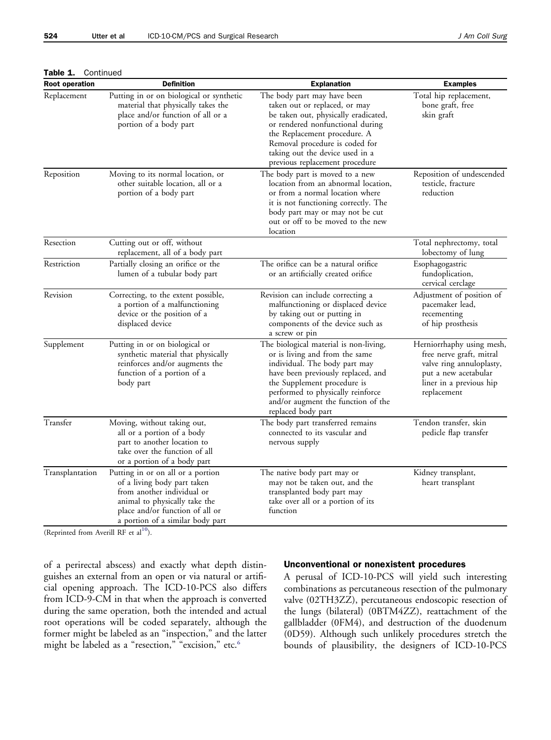**Table 1.** Continued

| Root operation | Definition | Explanation | Examples |
|---|---|---|---|
| Replacement | Putting in or on biological or synthetic material that physically takes the place and/or function of all or a portion of a body part | The body part may have been taken out or replaced, or may be taken out, physically eradicated, or rendered nonfunctional during the Replacement procedure. A Removal procedure is coded for taking out the device used in a previous replacement procedure | Total hip replacement, bone graft, free skin graft |
| Reposition | Moving to its normal location, or other suitable location, all or a portion of a body part | The body part is moved to a new location from an abnormal location, or from a normal location where it is not functioning correctly. The body part may or may not be cut out or off to be moved to the new location | Reposition of undescended testicle, fracture reduction |
| Resection | Cutting out or off, without replacement, all of a body part | | Total nephrectomy, total lobectomy of lung |
| Restriction | Partially closing an orifice or the lumen of a tubular body part | The orifice can be a natural orifice or an artificially created orifice | Esophagogastric fundoplication, cervical cerclage |
| Revision | Correcting, to the extent possible, a portion of a malfunctioning device or the position of a displaced device | Revision can include correcting a malfunctioning or displaced device by taking out or putting in components of the device such as a screw or pin | Adjustment of position of pacemaker lead, recementing of hip prosthesis |
| Supplement | Putting in or on biological or synthetic material that physically reinforces and/or augments the function of a portion of a body part | The biological material is non-living, or is living and from the same individual. The body part may have been previously replaced, and the Supplement procedure is performed to physically reinforce and/or augment the function of the replaced body part | Herniorrhaphy using mesh, free nerve graft, mitral valve ring annuloplasty, put a new acetabular liner in a previous hip replacement |
| Transfer | Moving, without taking out, all or a portion of a body part to another location to take over the function of all or a portion of a body part | The body part transferred remains connected to its vascular and nervous supply | Tendon transfer, skin pedicle flap transfer |
| Transplantation | Putting in or on all or a portion of a living body part taken from another individual or animal to physically take the place and/or function of all or a portion of a similar body part | The native body part may or may not be taken out, and the transplanted body part may take over all or a portion of its function | Kidney transplant, heart transplant |

(Reprinted from Averill RF et al[10]).

of a perirectal abscess) and exactly what depth distinguishes an external from an open or via natural or artificial opening approach. The ICD-10-PCS also differs from ICD-9-CM in that when the approach is converted during the same operation, both the intended and actual root operations will be coded separately, although the former might be labeled as an "inspection," and the latter might be labeled as a "resection," "excision," etc.[6]

#### Unconventional or nonexistent procedures

A perusal of ICD-10-PCS will yield such interesting combinations as percutaneous resection of the pulmonary valve (02TH3ZZ), percutaneous endoscopic resection of the lungs (bilateral) (0BTM4ZZ), reattachment of the gallbladder (0FM4), and destruction of the duodenum (0D59). Although such unlikely procedures stretch the bounds of plausibility, the designers of ICD-10-PCS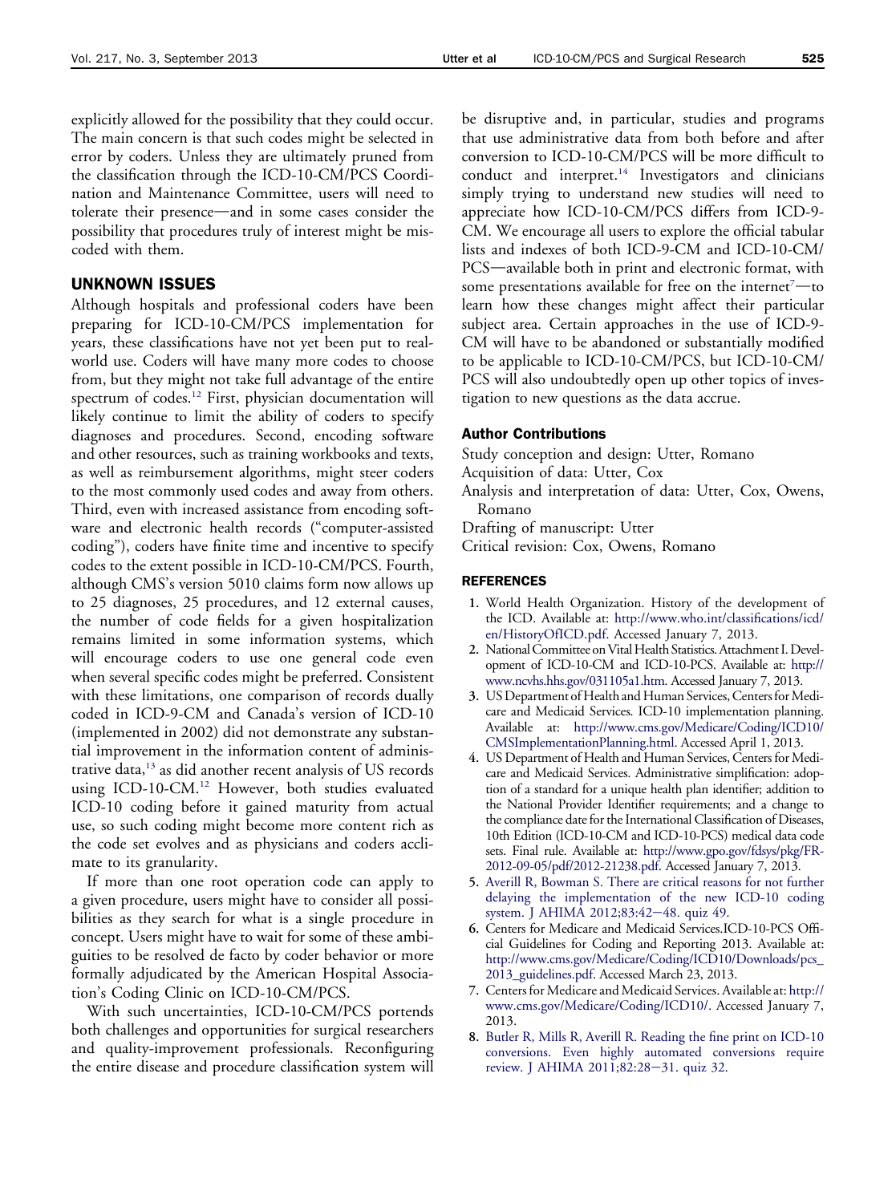explicitly allowed for the possibility that they could occur. The main concern is that such codes might be selected in error by coders. Unless they are ultimately pruned from the classification through the ICD-10-CM/PCS Coordination and Maintenance Committee, users will need to tolerate their presence—and in some cases consider the possibility that procedures truly of interest might be miscoded with them.

## UNKNOWN ISSUES

Although hospitals and professional coders have been preparing for ICD-10-CM/PCS implementation for years, these classifications have not yet been put to real-world use. Coders will have many more codes to choose from, but they might not take full advantage of the entire spectrum of codes.[12] First, physician documentation will likely continue to limit the ability of coders to specify diagnoses and procedures. Second, encoding software and other resources, such as training workbooks and texts, as well as reimbursement algorithms, might steer coders to the most commonly used codes and away from others. Third, even with increased assistance from encoding software and electronic health records ("computer-assisted coding"), coders have finite time and incentive to specify codes to the extent possible in ICD-10-CM/PCS. Fourth, although CMS's version 5010 claims form now allows up to 25 diagnoses, 25 procedures, and 12 external causes, the number of code fields for a given hospitalization remains limited in some information systems, which will encourage coders to use one general code even when several specific codes might be preferred. Consistent with these limitations, one comparison of records dually coded in ICD-9-CM and Canada's version of ICD-10 (implemented in 2002) did not demonstrate any substantial improvement in the information content of administrative data,[13] as did another recent analysis of US records using ICD-10-CM.[12] However, both studies evaluated ICD-10 coding before it gained maturity from actual use, so such coding might become more content rich as the code set evolves and as physicians and coders acclimate to its granularity.

If more than one root operation code can apply to a given procedure, users might have to consider all possibilities as they search for what is a single procedure in concept. Users might have to wait for some of these ambiguities to be resolved de facto by coder behavior or more formally adjudicated by the American Hospital Association's Coding Clinic on ICD-10-CM/PCS.

With such uncertainties, ICD-10-CM/PCS portends both challenges and opportunities for surgical researchers and quality-improvement professionals. Reconfiguring the entire disease and procedure classification system will be disruptive and, in particular, studies and programs that use administrative data from both before and after conversion to ICD-10-CM/PCS will be more difficult to conduct and interpret.[14] Investigators and clinicians simply trying to understand new studies will need to appreciate how ICD-10-CM/PCS differs from ICD-9-CM. We encourage all users to explore the official tabular lists and indexes of both ICD-9-CM and ICD-10-CM/PCS—available both in print and electronic format, with some presentations available for free on the internet[7]—to learn how these changes might affect their particular subject area. Certain approaches in the use of ICD-9-CM will have to be abandoned or substantially modified to be applicable to ICD-10-CM/PCS, but ICD-10-CM/PCS will also undoubtedly open up other topics of investigation to new questions as the data accrue.

### Author Contributions

Study conception and design: Utter, Romano
Acquisition of data: Utter, Cox
Analysis and interpretation of data: Utter, Cox, Owens, Romano
Drafting of manuscript: Utter
Critical revision: Cox, Owens, Romano

## REFERENCES

1. World Health Organization. History of the development of the ICD. Available at: http://www.who.int/classifications/icd/en/HistoryOfICD.pdf. Accessed January 7, 2013.
2. National Committee on Vital Health Statistics. Attachment I. Development of ICD-10-CM and ICD-10-PCS. Available at: http://www.ncvhs.hhs.gov/031105a1.htm. Accessed January 7, 2013.
3. US Department of Health and Human Services, Centers for Medicare and Medicaid Services. ICD-10 implementation planning. Available at: http://www.cms.gov/Medicare/Coding/ICD10/CMSImplementationPlanning.html. Accessed April 1, 2013.
4. US Department of Health and Human Services, Centers for Medicare and Medicaid Services. Administrative simplification: adoption of a standard for a unique health plan identifier; addition to the National Provider Identifier requirements; and a change to the compliance date for the International Classification of Diseases, 10th Edition (ICD-10-CM and ICD-10-PCS) medical data code sets. Final rule. Available at: http://www.gpo.gov/fdsys/pkg/FR-2012-09-05/pdf/2012-21238.pdf. Accessed January 7, 2013.
5. Averill R, Bowman S. There are critical reasons for not further delaying the implementation of the new ICD-10 coding system. J AHIMA 2012;83:42–48. quiz 49.
6. Centers for Medicare and Medicaid Services.ICD-10-PCS Official Guidelines for Coding and Reporting 2013. Available at: http://www.cms.gov/Medicare/Coding/ICD10/Downloads/pcs_2013_guidelines.pdf. Accessed March 23, 2013.
7. Centers for Medicare and Medicaid Services. Available at: http://www.cms.gov/Medicare/Coding/ICD10/. Accessed January 7, 2013.
8. Butler R, Mills R, Averill R. Reading the fine print on ICD-10 conversions. Even highly automated conversions require review. J AHIMA 2011;82:28–31. quiz 32.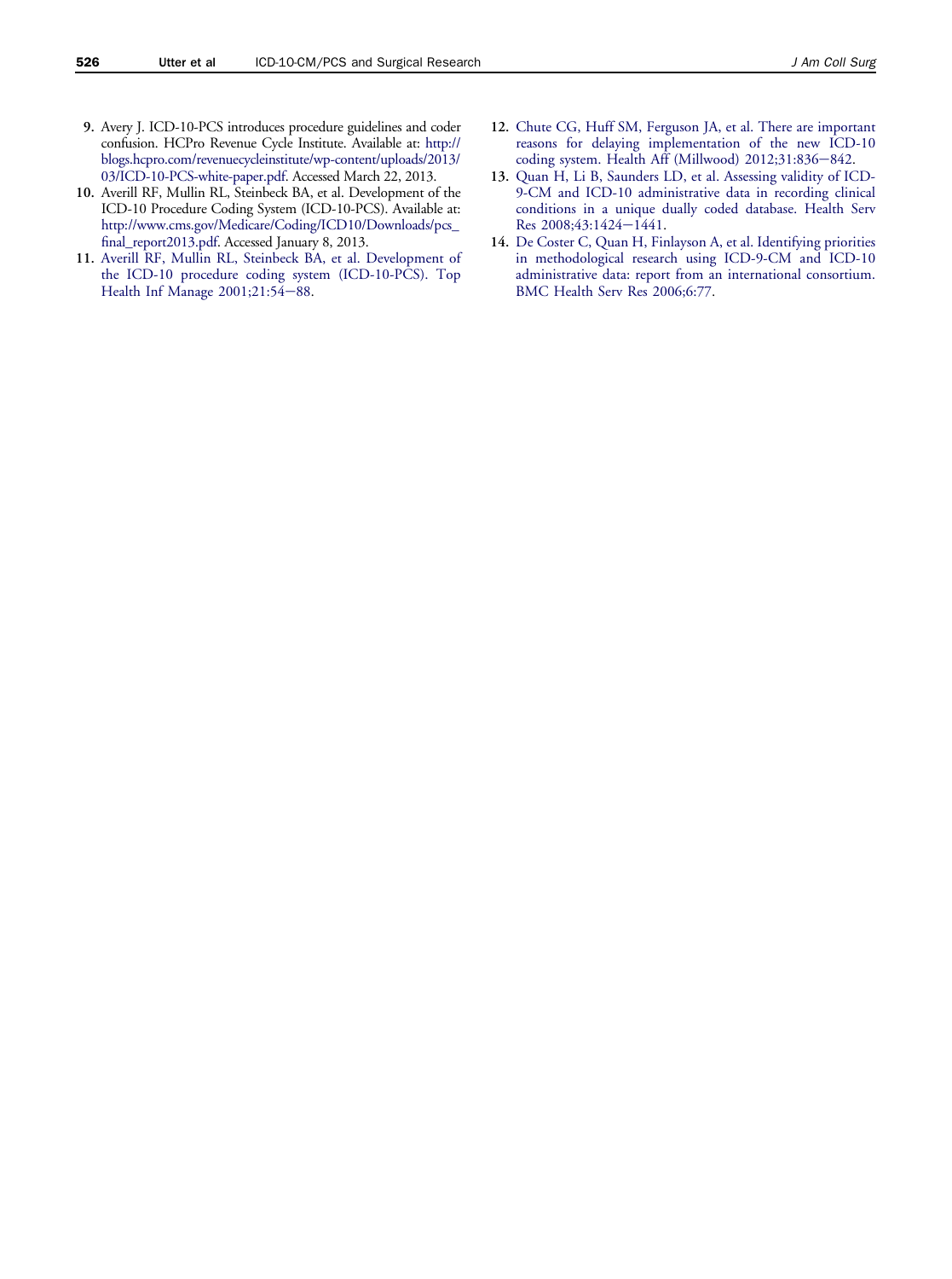9. Avery J. ICD-10-PCS introduces procedure guidelines and coder confusion. HCPro Revenue Cycle Institute. Available at: http://blogs.hcpro.com/revenuecycleinstitute/wp-content/uploads/2013/03/ICD-10-PCS-white-paper.pdf. Accessed March 22, 2013.
10. Averill RF, Mullin RL, Steinbeck BA, et al. Development of the ICD-10 Procedure Coding System (ICD-10-PCS). Available at: http://www.cms.gov/Medicare/Coding/ICD10/Downloads/pcs_final_report2013.pdf. Accessed January 8, 2013.
11. Averill RF, Mullin RL, Steinbeck BA, et al. Development of the ICD-10 procedure coding system (ICD-10-PCS). Top Health Inf Manage 2001;21:54–88.
12. Chute CG, Huff SM, Ferguson JA, et al. There are important reasons for delaying implementation of the new ICD-10 coding system. Health Aff (Millwood) 2012;31:836–842.
13. Quan H, Li B, Saunders LD, et al. Assessing validity of ICD-9-CM and ICD-10 administrative data in recording clinical conditions in a unique dually coded database. Health Serv Res 2008;43:1424–1441.
14. De Coster C, Quan H, Finlayson A, et al. Identifying priorities in methodological research using ICD-9-CM and ICD-10 administrative data: report from an international consortium. BMC Health Serv Res 2006;6:77.